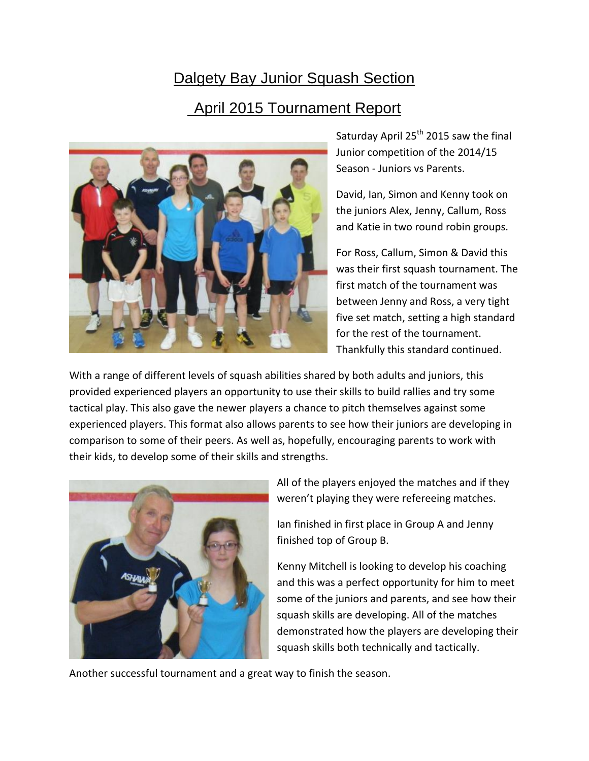# Dalgety Bay Junior Squash Section

## April 2015 Tournament Report

Saturday April 25th 2015 saw the final Junior competition of the 2014/15 Season - Juniors vs Parents.

David, Ian, Simon and Kenny took on the juniors Alex, Jenny, Callum, Ross and Katie in two round robin groups.

For Ross, Callum, Simon & David this was their first squash tournament. The first match of the tournament was between Jenny and Ross, a very tight five set match, setting a high standard for the rest of the tournament. Thankfully this standard continued.

With a range of different levels of squash abilities shared by both adults and juniors, this provided experienced players an opportunity to use their skills to build rallies and try some tactical play. This also gave the newer players a chance to pitch themselves against some experienced players. This format also allows parents to see how their juniors are developing in comparison to some of their peers. As well as, hopefully, encouraging parents to work with their kids, to develop some of their skills and strengths.

All of the players enjoyed the matches and if they weren't playing they were refereeing matches.

Ian finished in first place in Group A and Jenny finished top of Group B.

Kenny Mitchell is looking to develop his coaching and this was a perfect opportunity for him to meet some of the juniors and parents, and see how their squash skills are developing. All of the matches demonstrated how the players are developing their squash skills both technically and tactically.

Another successful tournament and a great way to finish the season.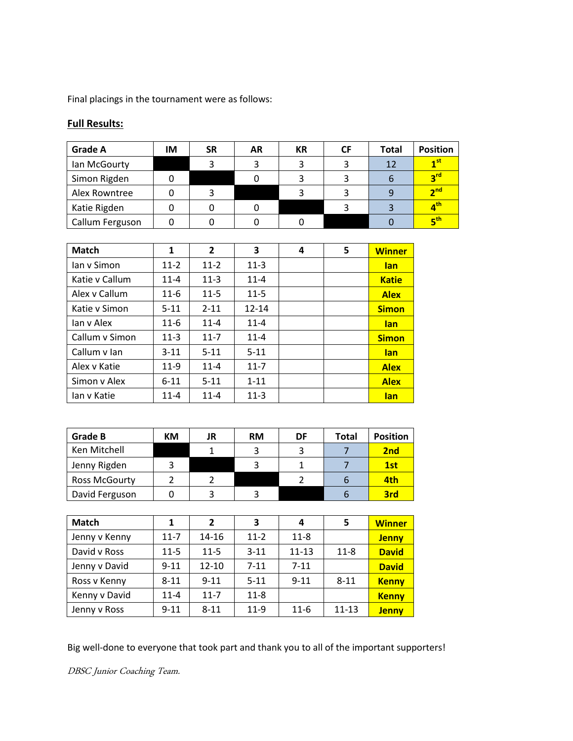Final placings in the tournament were as follows:

**Full Results:**

| Grade A | IM | SR | AR | KR | CF | Total | Position |
|---|---|---|---|---|---|---|---|
| Ian McGourty | | 3 | 3 | 3 | 3 | 12 | 1st |
| Simon Rigden | 0 | | 0 | 3 | 3 | 6 | 3rd |
| Alex Rowntree | 0 | 3 | | 3 | 3 | 9 | 2nd |
| Katie Rigden | 0 | 0 | 0 | | 3 | 3 | 4th |
| Callum Ferguson | 0 | 0 | 0 | 0 | | 0 | 5th |

| Match | 1 | 2 | 3 | 4 | 5 | Winner |
|---|---|---|---|---|---|---|
| Ian v Simon | 11-2 | 11-2 | 11-3 | | | Ian |
| Katie v Callum | 11-4 | 11-3 | 11-4 | | | Katie |
| Alex v Callum | 11-6 | 11-5 | 11-5 | | | Alex |
| Katie v Simon | 5-11 | 2-11 | 12-14 | | | Simon |
| Ian v Alex | 11-6 | 11-4 | 11-4 | | | Ian |
| Callum v Simon | 11-3 | 11-7 | 11-4 | | | Simon |
| Callum v Ian | 3-11 | 5-11 | 5-11 | | | Ian |
| Alex v Katie | 11-9 | 11-4 | 11-7 | | | Alex |
| Simon v Alex | 6-11 | 5-11 | 1-11 | | | Alex |
| Ian v Katie | 11-4 | 11-4 | 11-3 | | | Ian |

| Grade B | KM | JR | RM | DF | Total | Position |
|---|---|---|---|---|---|---|
| Ken Mitchell | | 1 | 3 | 3 | 7 | 2nd |
| Jenny Rigden | 3 | | 3 | 1 | 7 | 1st |
| Ross McGourty | 2 | 2 | | 2 | 6 | 4th |
| David Ferguson | 0 | 3 | 3 | | 6 | 3rd |

| Match | 1 | 2 | 3 | 4 | 5 | Winner |
|---|---|---|---|---|---|---|
| Jenny v Kenny | 11-7 | 14-16 | 11-2 | 11-8 | | Jenny |
| David v Ross | 11-5 | 11-5 | 3-11 | 11-13 | 11-8 | David |
| Jenny v David | 9-11 | 12-10 | 7-11 | 7-11 | | David |
| Ross v Kenny | 8-11 | 9-11 | 5-11 | 9-11 | 8-11 | Kenny |
| Kenny v David | 11-4 | 11-7 | 11-8 | | | Kenny |
| Jenny v Ross | 9-11 | 8-11 | 11-9 | 11-6 | 11-13 | Jenny |

Big well-done to everyone that took part and thank you to all of the important supporters!

*DBSC Junior Coaching Team.*